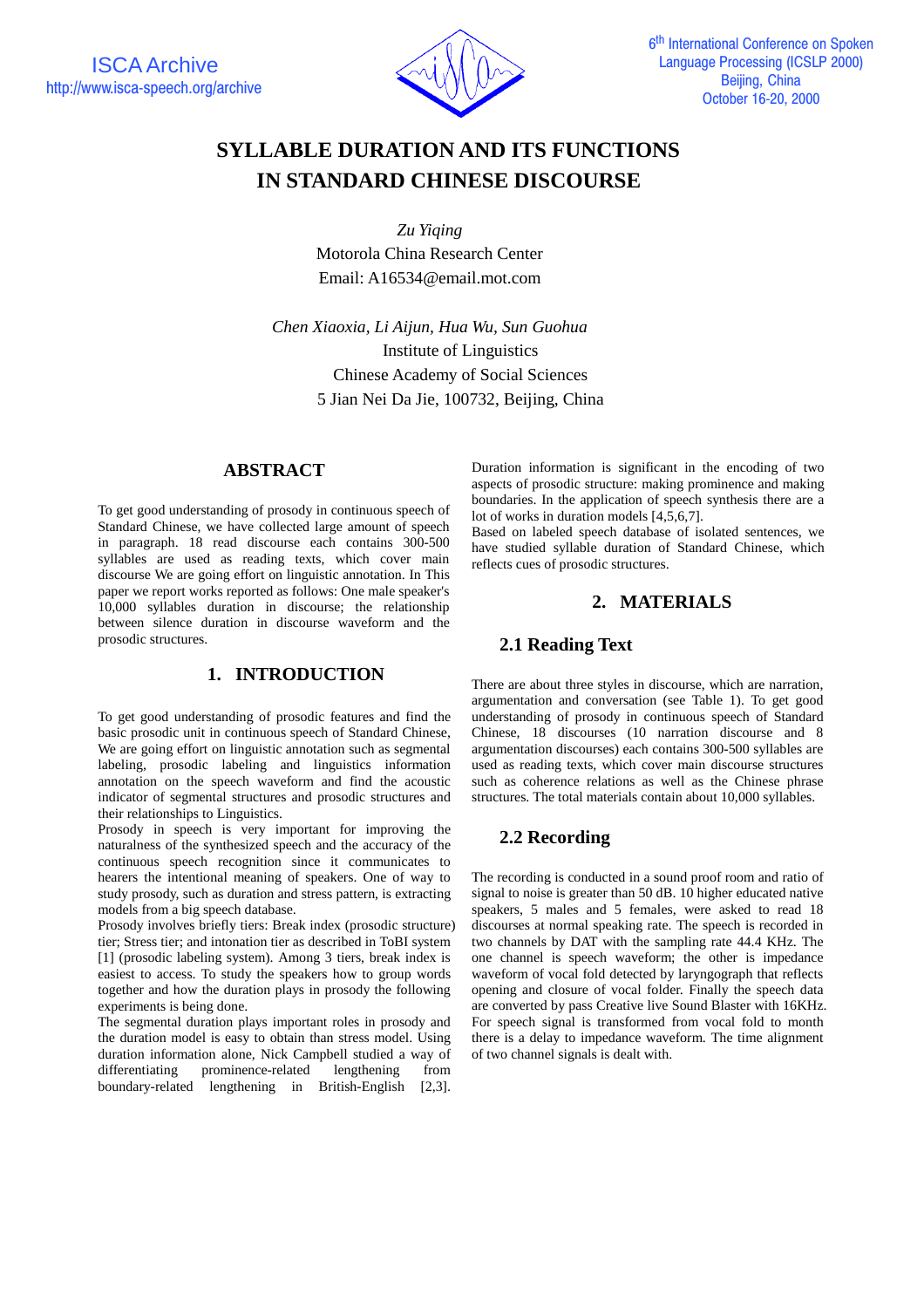# SYLLABLE DURATION AND ITS FUNCTIONS IN STANDARD CHINESE DISCOURSE

*Zu Yiqing*
Motorola China Research Center
Email: A16534@email.mot.com

*Chen Xiaoxia, Li Aijun, Hua Wu, Sun Guohua*
Institute of Linguistics
Chinese Academy of Social Sciences
5 Jian Nei Da Jie, 100732, Beijing, China

## ABSTRACT

To get good understanding of prosody in continuous speech of Standard Chinese, we have collected large amount of speech in paragraph. 18 read discourse each contains 300-500 syllables are used as reading texts, which cover main discourse We are going effort on linguistic annotation. In This paper we report works reported as follows: One male speaker's 10,000 syllables duration in discourse; the relationship between silence duration in discourse waveform and the prosodic structures.

## 1. INTRODUCTION

To get good understanding of prosodic features and find the basic prosodic unit in continuous speech of Standard Chinese, We are going effort on linguistic annotation such as segmental labeling, prosodic labeling and linguistics information annotation on the speech waveform and find the acoustic indicator of segmental structures and prosodic structures and their relationships to Linguistics.

Prosody in speech is very important for improving the naturalness of the synthesized speech and the accuracy of the continuous speech recognition since it communicates to hearers the intentional meaning of speakers. One of way to study prosody, such as duration and stress pattern, is extracting models from a big speech database.

Prosody involves briefly tiers: Break index (prosodic structure) tier; Stress tier; and intonation tier as described in ToBI system [1] (prosodic labeling system). Among 3 tiers, break index is easiest to access. To study the speakers how to group words together and how the duration plays in prosody the following experiments is being done.

The segmental duration plays important roles in prosody and the duration model is easy to obtain than stress model. Using duration information alone, Nick Campbell studied a way of differentiating prominence-related lengthening from boundary-related lengthening in British-English [2,3]. Duration information is significant in the encoding of two aspects of prosodic structure: making prominence and making boundaries. In the application of speech synthesis there are a lot of works in duration models [4,5,6,7].

Based on labeled speech database of isolated sentences, we have studied syllable duration of Standard Chinese, which reflects cues of prosodic structures.

## 2. MATERIALS

### 2.1 Reading Text

There are about three styles in discourse, which are narration, argumentation and conversation (see Table 1). To get good understanding of prosody in continuous speech of Standard Chinese, 18 discourses (10 narration discourse and 8 argumentation discourses) each contains 300-500 syllables are used as reading texts, which cover main discourse structures such as coherence relations as well as the Chinese phrase structures. The total materials contain about 10,000 syllables.

### 2.2 Recording

The recording is conducted in a sound proof room and ratio of signal to noise is greater than 50 dB. 10 higher educated native speakers, 5 males and 5 females, were asked to read 18 discourses at normal speaking rate. The speech is recorded in two channels by DAT with the sampling rate 44.4 KHz. The one channel is speech waveform; the other is impedance waveform of vocal fold detected by laryngograph that reflects opening and closure of vocal folder. Finally the speech data are converted by pass Creative live Sound Blaster with 16KHz. For speech signal is transformed from vocal fold to month there is a delay to impedance waveform. The time alignment of two channel signals is dealt with.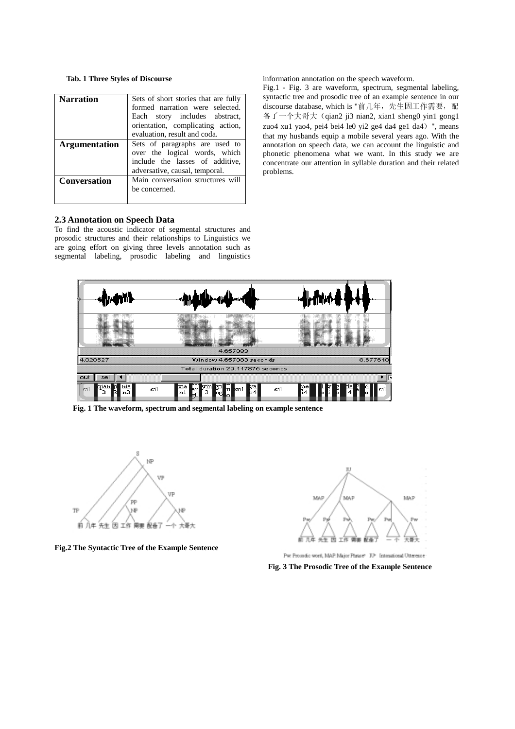**Tab. 1 Three Styles of Discourse**

| | |
|---|---|
| **Narration** | Sets of short stories that are fully formed narration were selected. Each story includes abstract, orientation, complicating action, evaluation, result and coda. |
| **Argumentation** | Sets of paragraphs are used to over the logical words, which include the lasses of additive, adversative, causal, temporal. |
| **Conversation** | Main conversation structures will be concerned. |

## 2.3 Annotation on Speech Data

To find the acoustic indicator of segmental structures and prosodic structures and their relationships to Linguistics we are going effort on giving three levels annotation such as segmental labeling, prosodic labeling and linguistics information annotation on the speech waveform.

Fig.1 - Fig. 3 are waveform, spectrum, segmental labeling, syntactic tree and prosodic tree of an example sentence in our discourse database, which is "前几年，先生因工作需要，配备了一个大哥大（qian2 ji3 nian2, xian1 sheng0 yin1 gong1 zuo4 xu1 yao4, pei4 bei4 le0 yi2 ge4 da4 ge1 da4）", means that my husbands equip a mobile several years ago. With the annotation on speech data, we can account the linguistic and phonetic phenomena what we want. In this study we are concentrate our attention in syllable duration and their related problems.

**Fig. 1 The waveform, spectrum and segmental labeling on example sentence**

**Fig.2 The Syntactic Tree of the Example Sentence**

Pw: Prosodic word, MAP: Major Phrase, IU: Intonational Utterance

**Fig. 3 The Prosodic Tree of the Example Sentence**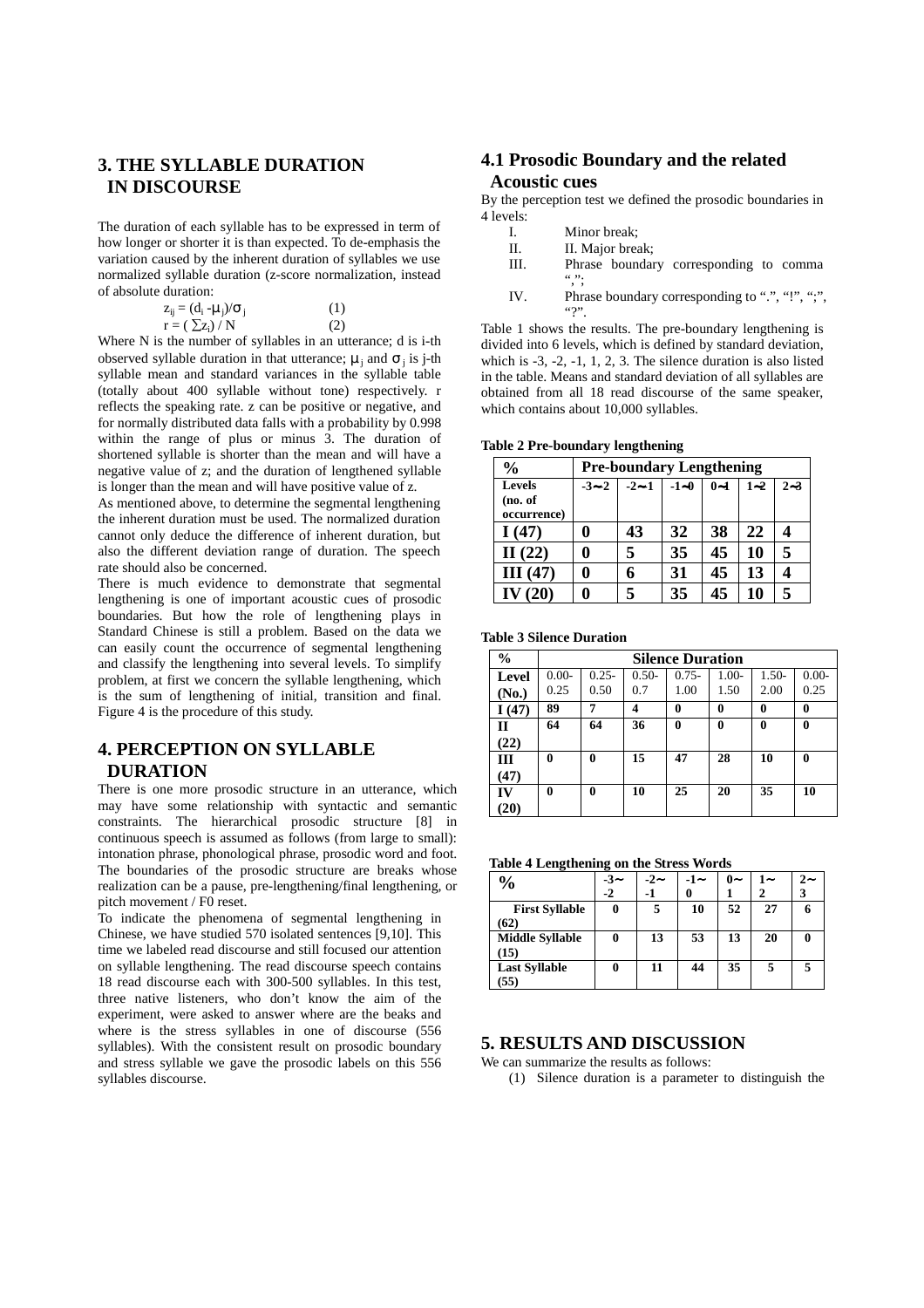## 3. THE SYLLABLE DURATION IN DISCOURSE

The duration of each syllable has to be expressed in term of how longer or shorter it is than expected. To de-emphasis the variation caused by the inherent duration of syllables we use normalized syllable duration (z-score normalization, instead of absolute duration:

$$z_{ij} = (d_i - \mu_j)/\sigma_j \quad (1)$$

$$r = ( \sum z_i) / N \quad (2)$$

Where N is the number of syllables in an utterance; d is i-th observed syllable duration in that utterance; $\mu_j$ and $\sigma_j$ is j-th syllable mean and standard variances in the syllable table (totally about 400 syllable without tone) respectively. r reflects the speaking rate. z can be positive or negative, and for normally distributed data falls with a probability by 0.998 within the range of plus or minus 3. The duration of shortened syllable is shorter than the mean and will have a negative value of z; and the duration of lengthened syllable is longer than the mean and will have positive value of z.

As mentioned above, to determine the segmental lengthening the inherent duration must be used. The normalized duration cannot only deduce the difference of inherent duration, but also the different deviation range of duration. The speech rate should also be concerned.

There is much evidence to demonstrate that segmental lengthening is one of important acoustic cues of prosodic boundaries. But how the role of lengthening plays in Standard Chinese is still a problem. Based on the data we can easily count the occurrence of segmental lengthening and classify the lengthening into several levels. To simplify problem, at first we concern the syllable lengthening, which is the sum of lengthening of initial, transition and final. Figure 4 is the procedure of this study.

## 4. PERCEPTION ON SYLLABLE DURATION

There is one more prosodic structure in an utterance, which may have some relationship with syntactic and semantic constraints. The hierarchical prosodic structure [8] in continuous speech is assumed as follows (from large to small): intonation phrase, phonological phrase, prosodic word and foot. The boundaries of the prosodic structure are breaks whose realization can be a pause, pre-lengthening/final lengthening, or pitch movement / F0 reset.

To indicate the phenomena of segmental lengthening in Chinese, we have studied 570 isolated sentences [9,10]. This time we labeled read discourse and still focused our attention on syllable lengthening. The read discourse speech contains 18 read discourse each with 300-500 syllables. In this test, three native listeners, who don't know the aim of the experiment, were asked to answer where are the beaks and where is the stress syllables in one of discourse (556 syllables). With the consistent result on prosodic boundary and stress syllable we gave the prosodic labels on this 556 syllables discourse.

### 4.1 Prosodic Boundary and the related Acoustic cues

By the perception test we defined the prosodic boundaries in 4 levels:

I. Minor break;
II. II. Major break;
III. Phrase boundary corresponding to comma ",";
IV. Phrase boundary corresponding to ".", "!", ";", "?".

Table 1 shows the results. The pre-boundary lengthening is divided into 6 levels, which is defined by standard deviation, which is -3, -2, -1, 1, 2, 3. The silence duration is also listed in the table. Means and standard deviation of all syllables are obtained from all 18 read discourse of the same speaker, which contains about 10,000 syllables.

**Table 2 Pre-boundary lengthening**

| % | Pre-boundary Lengthening | | | | | |
|---|---|---|---|---|---|---|
| Levels (no. of occurrence) | -3~-2 | -2~-1 | -1~0 | 0~1 | 1~2 | 2~3 |
| I (47) | 0 | 43 | 32 | 38 | 22 | 4 |
| II (22) | 0 | 5 | 35 | 45 | 10 | 5 |
| III (47) | 0 | 6 | 31 | 45 | 13 | 4 |
| IV (20) | 0 | 5 | 35 | 45 | 10 | 5 |

**Table 3 Silence Duration**

| % | Silence Duration | | | | | | |
|---|---|---|---|---|---|---|---|
| Level (No.) | 0.00-0.25 | 0.25-0.50 | 0.50-0.7 | 0.75-1.00 | 1.00-1.50 | 1.50-2.00 | 0.00-0.25 |
| I (47) | 89 | 7 | 4 | 0 | 0 | 0 | 0 |
| II (22) | 64 | 64 | 36 | 0 | 0 | 0 | 0 |
| III (47) | 0 | 0 | 15 | 47 | 28 | 10 | 0 |
| IV (20) | 0 | 0 | 10 | 25 | 20 | 35 | 10 |

**Table 4 Lengthening on the Stress Words**

| % | -3~-2 | -2~-1 | -1~0 | 0~1 | 1~2 | 2~3 |
|---|---|---|---|---|---|---|
| First Syllable (62) | 0 | 5 | 10 | 52 | 27 | 6 |
| Middle Syllable (15) | 0 | 13 | 53 | 13 | 20 | 0 |
| Last Syllable (55) | 0 | 11 | 44 | 35 | 5 | 5 |

## 5. RESULTS AND DISCUSSION

We can summarize the results as follows:

(1) Silence duration is a parameter to distinguish the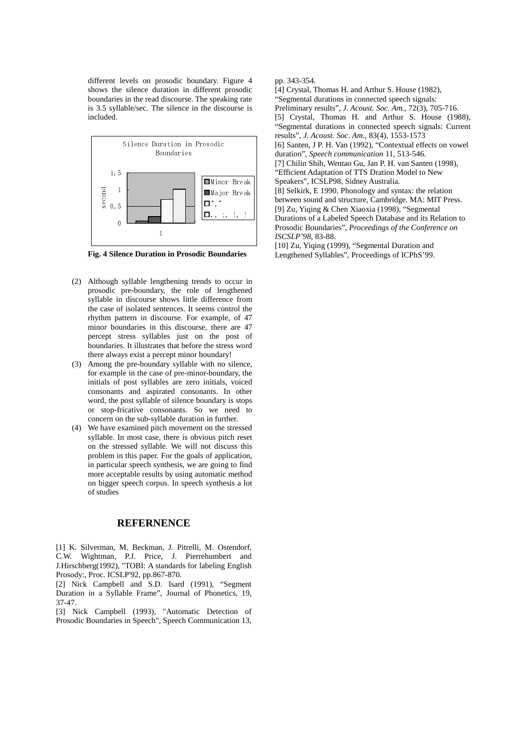different levels on prosodic boundary. Figure 4 shows the silence duration in different prosodic boundaries in the read discourse. The speaking rate is 3.5 syllable/sec. The silence in the discourse is included.

Silence Duration in Prosodic Boundaries

1.5
1
0.5
0
second
1

Minor Break
Major Break
", "
., ;, !, !

**Fig. 4 Silence Duration in Prosodic Boundaries**

(2) Although syllable lengthening trends to occur in prosodic pre-boundary, the role of lengthened syllable in discourse shows little difference from the case of isolated sentences. It seems control the rhythm pattern in discourse. For example, of 47 minor boundaries in this discourse, there are 47 percept stress syllables just on the post of boundaries. It illustrates that before the stress word there always exist a percept minor boundary!

(3) Among the pre-boundary syllable with no silence, for example in the case of pre-minor-boundary, the initials of post syllables are zero initials, voiced consonants and aspirated consonants. In other word, the post syllable of silence boundary is stops or stop-fricative consonants. So we need to concern on the sub-syllable duration in further.

(4) We have examined pitch movement on the stressed syllable. In most case, there is obvious pitch reset on the stressed syllable. We will not discuss this problem in this paper. For the goals of application, in particular speech synthesis, we are going to find more acceptable results by using automatic method on bigger speech corpus. In speech synthesis a lot of studies

## REFERNENCE

[1] K. Silverman, M. Beckman, J. Pitrelli, M. Ostendorf, C.W. Wightman, P.J. Price, J. Pierrehumbert and J.Hirschberg(1992), "TOBI: A standards for labeling English Prosody:, Proc. ICSLP'92, pp.867-870.

[2] Nick Campbell and S.D. Isard (1991), "Segment Duration in a Syllable Frame", Journal of Phonetics, 19, 37-47.

[3] Nick Campbell (1993), "Automatic Detection of Prosodic Boundaries in Speech", Speech Communication 13, pp. 343-354.

[4] Crystal, Thomas H. and Arthur S. House (1982), "Segmental durations in connected speech signals: Preliminary results", *J. Acoust. Soc. Am.*, 72(3), 705-716.

[5] Crystal, Thomas H. and Arthur S. House (1988), "Segmental durations in connected speech signals: Current results", *J. Acoust. Soc. Am.*, 83(4), 1553-1573

[6] Santen, J P. H. Van (1992), "Contextual effects on vowel duration", *Speech communication* 11, 513-546.

[7] Chilin Shih, Wentao Gu, Jan P. H. van Santen (1998), "Efficient Adaptation of TTS Dration Model to New Speakers", ICSLP98, Sidney Australia.

[8] Selkirk, E 1990. Phonology and syntax: the relation between sound and structure, Cambridge. MA: MIT Press.

[9] Zu, Yiqing & Chen Xiaoxia (1998), "Segmental Durations of a Labeled Speech Database and its Relation to Prosodic Boundaries", *Proceedings of the Conference on ISCSLP'98*, 83-88.

[10] Zu, Yiqing (1999), "Segmental Duration and Lengthened Syllables", Proceedings of ICPhS'99.